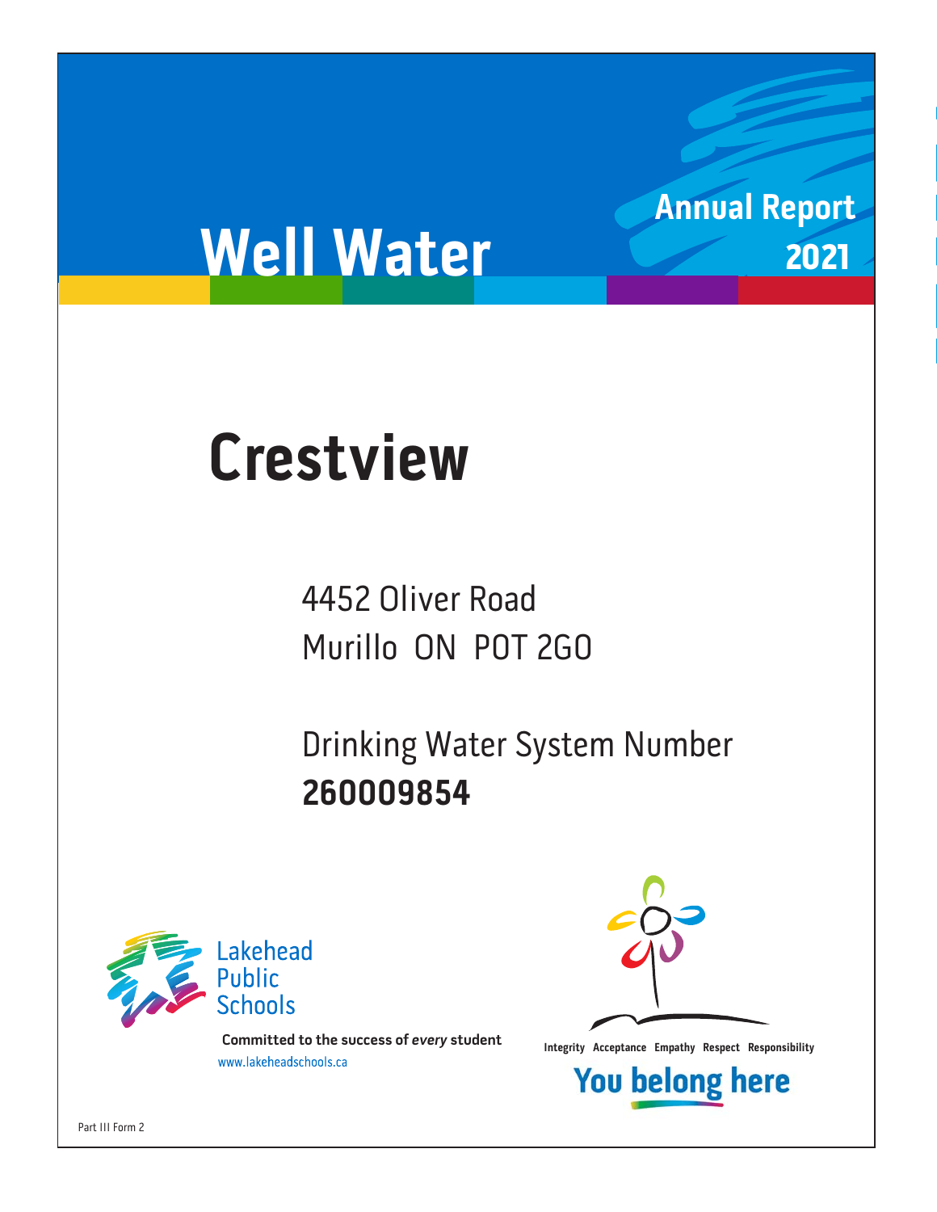# Well Water

## Annual Report 2021

# Crestview

4452 Oliver Road
Murillo ON POT 2G0

Drinking Water System Number
**260009854**

Lakehead Public Schools

**Committed to the success of *every* student**

www.lakeheadschools.ca

Integrity Acceptance Empathy Respect Responsibility

**You belong here**

Part III Form 2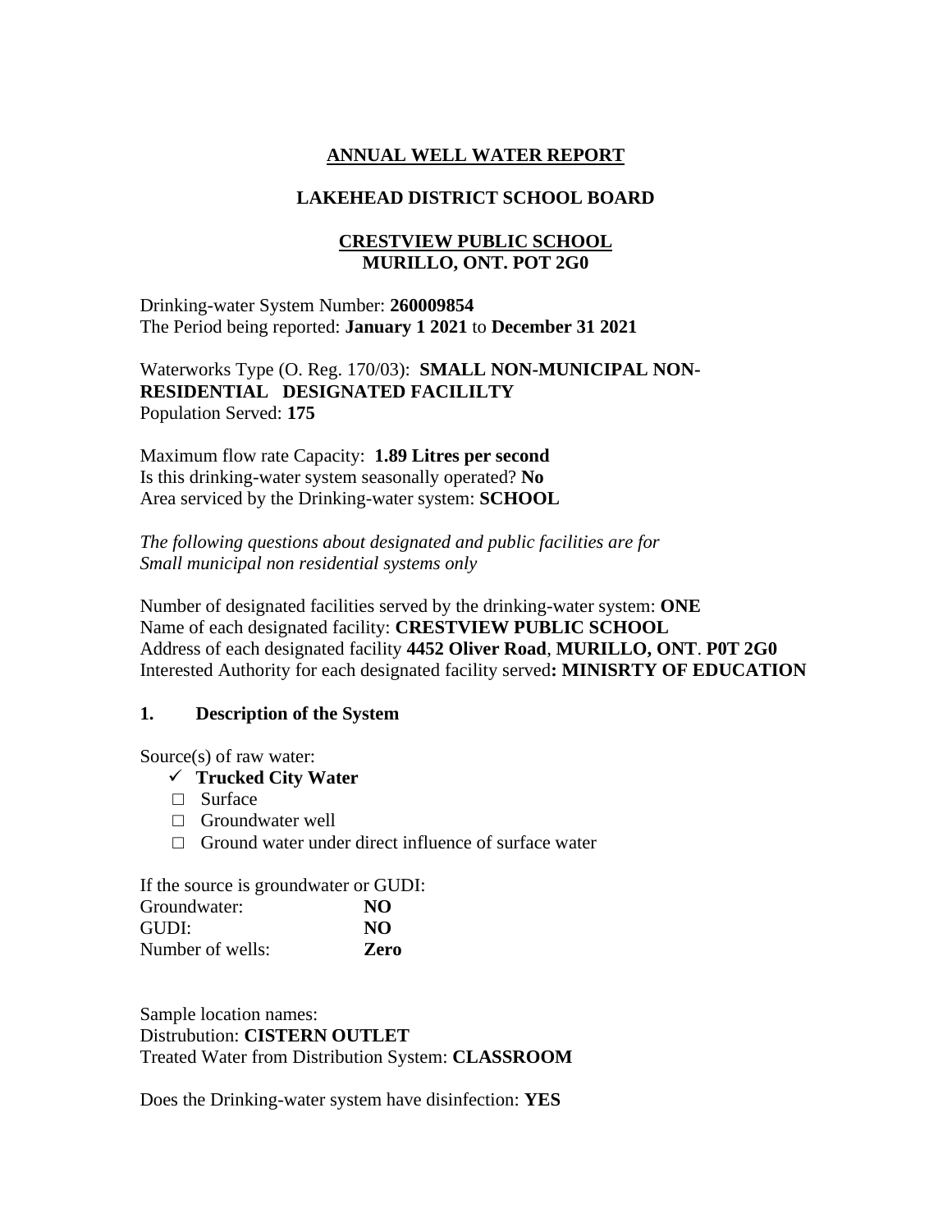## ANNUAL WELL WATER REPORT

## LAKEHEAD DISTRICT SCHOOL BOARD

### CRESTVIEW PUBLIC SCHOOL
### MURILLO, ONT. POT 2G0

Drinking-water System Number: **260009854**
The Period being reported: **January 1 2021** to **December 31 2021**

Waterworks Type (O. Reg. 170/03): **SMALL NON-MUNICIPAL NON-RESIDENTIAL DESIGNATED FACILILTY**
Population Served: **175**

Maximum flow rate Capacity: **1.89 Litres per second**
Is this drinking-water system seasonally operated? **No**
Area serviced by the Drinking-water system: **SCHOOL**

*The following questions about designated and public facilities are for Small municipal non residential systems only*

Number of designated facilities served by the drinking-water system: **ONE**
Name of each designated facility: **CRESTVIEW PUBLIC SCHOOL**
Address of each designated facility **4452 Oliver Road**, **MURILLO, ONT**. **P0T 2G0**
Interested Authority for each designated facility served**: MINISRTY OF EDUCATION**

### 1. Description of the System

Source(s) of raw water:

- ✓ **Trucked City Water**
- □ Surface
- □ Groundwater well
- □ Ground water under direct influence of surface water

If the source is groundwater or GUDI:
Groundwater: **NO**
GUDI: **NO**
Number of wells: **Zero**

Sample location names:
Distrubution: **CISTERN OUTLET**
Treated Water from Distribution System: **CLASSROOM**

Does the Drinking-water system have disinfection: **YES**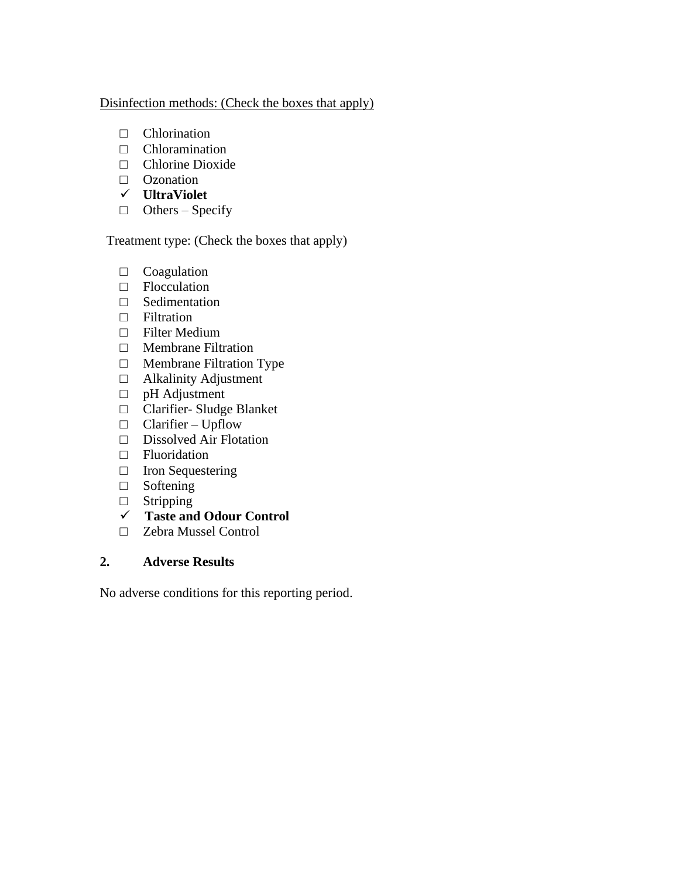Disinfection methods: (Check the boxes that apply)

- ☐ Chlorination
- ☐ Chloramination
- ☐ Chlorine Dioxide
- ☐ Ozonation
- ✓ **UltraViolet**
- ☐ Others – Specify

Treatment type: (Check the boxes that apply)

- ☐ Coagulation
- ☐ Flocculation
- ☐ Sedimentation
- ☐ Filtration
- ☐ Filter Medium
- ☐ Membrane Filtration
- ☐ Membrane Filtration Type
- ☐ Alkalinity Adjustment
- ☐ pH Adjustment
- ☐ Clarifier- Sludge Blanket
- ☐ Clarifier – Upflow
- ☐ Dissolved Air Flotation
- ☐ Fluoridation
- ☐ Iron Sequestering
- ☐ Softening
- ☐ Stripping
- ✓ **Taste and Odour Control**
- ☐ Zebra Mussel Control

## 2. Adverse Results

No adverse conditions for this reporting period.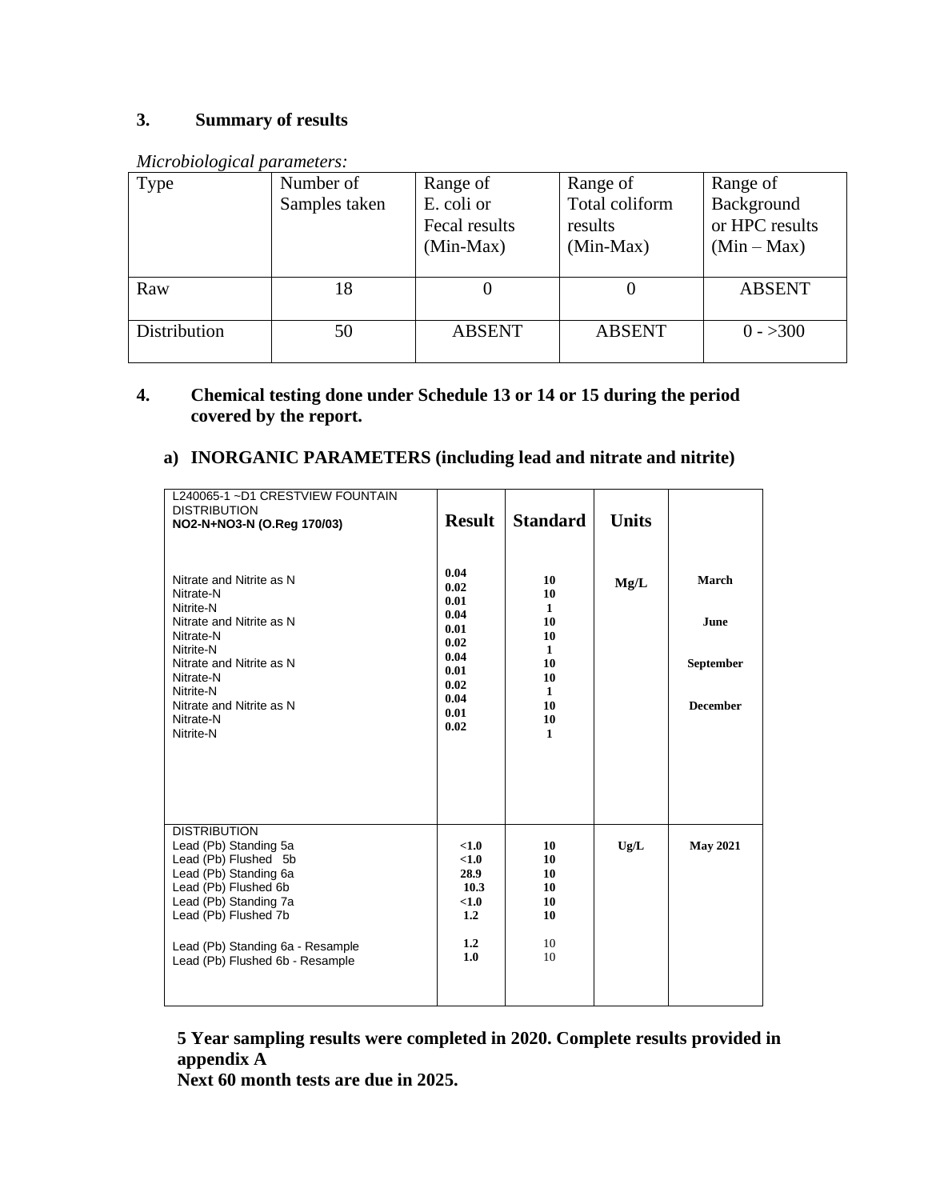## 3. Summary of results

*Microbiological parameters:*

| Type | Number of Samples taken | Range of E. coli or Fecal results (Min-Max) | Range of Total coliform results (Min-Max) | Range of Background or HPC results (Min – Max) |
|---|---|---|---|---|
| Raw | 18 | 0 | 0 | ABSENT |
| Distribution | 50 | ABSENT | ABSENT | 0 - >300 |

## 4. Chemical testing done under Schedule 13 or 14 or 15 during the period covered by the report.

### a) INORGANIC PARAMETERS (including lead and nitrate and nitrite)

| L240065-1 ~D1 CRESTVIEW FOUNTAIN DISTRIBUTION **NO2-N+NO3-N (O.Reg 170/03)** | Result | Standard | Units | |
|---|---|---|---|---|
| Nitrate and Nitrite as N | **0.04** | **10** | **Mg/L** | **March** |
| Nitrate-N | **0.02** | **10** | | |
| Nitrite-N | **0.01** | **1** | | |
| Nitrate and Nitrite as N | **0.04** | **10** | | **June** |
| Nitrate-N | **0.01** | **10** | | |
| Nitrite-N | **0.02** | **1** | | |
| Nitrate and Nitrite as N | **0.04** | **10** | | **September** |
| Nitrate-N | **0.01** | **10** | | |
| Nitrite-N | **0.02** | **1** | | |
| Nitrate and Nitrite as N | **0.04** | **10** | | **December** |
| Nitrate-N | **0.01** | **10** | | |
| Nitrite-N | **0.02** | **1** | | |
| DISTRIBUTION | | | | |
| Lead (Pb) Standing 5a | **<1.0** | **10** | **Ug/L** | **May 2021** |
| Lead (Pb) Flushed 5b | **<1.0** | **10** | | |
| Lead (Pb) Standing 6a | **28.9** | **10** | | |
| Lead (Pb) Flushed 6b | **10.3** | **10** | | |
| Lead (Pb) Standing 7a | **<1.0** | **10** | | |
| Lead (Pb) Flushed 7b | **1.2** | **10** | | |
| Lead (Pb) Standing 6a - Resample | **1.2** | 10 | | |
| Lead (Pb) Flushed 6b - Resample | **1.0** | 10 | | |

**5 Year sampling results were completed in 2020. Complete results provided in appendix A**

**Next 60 month tests are due in 2025.**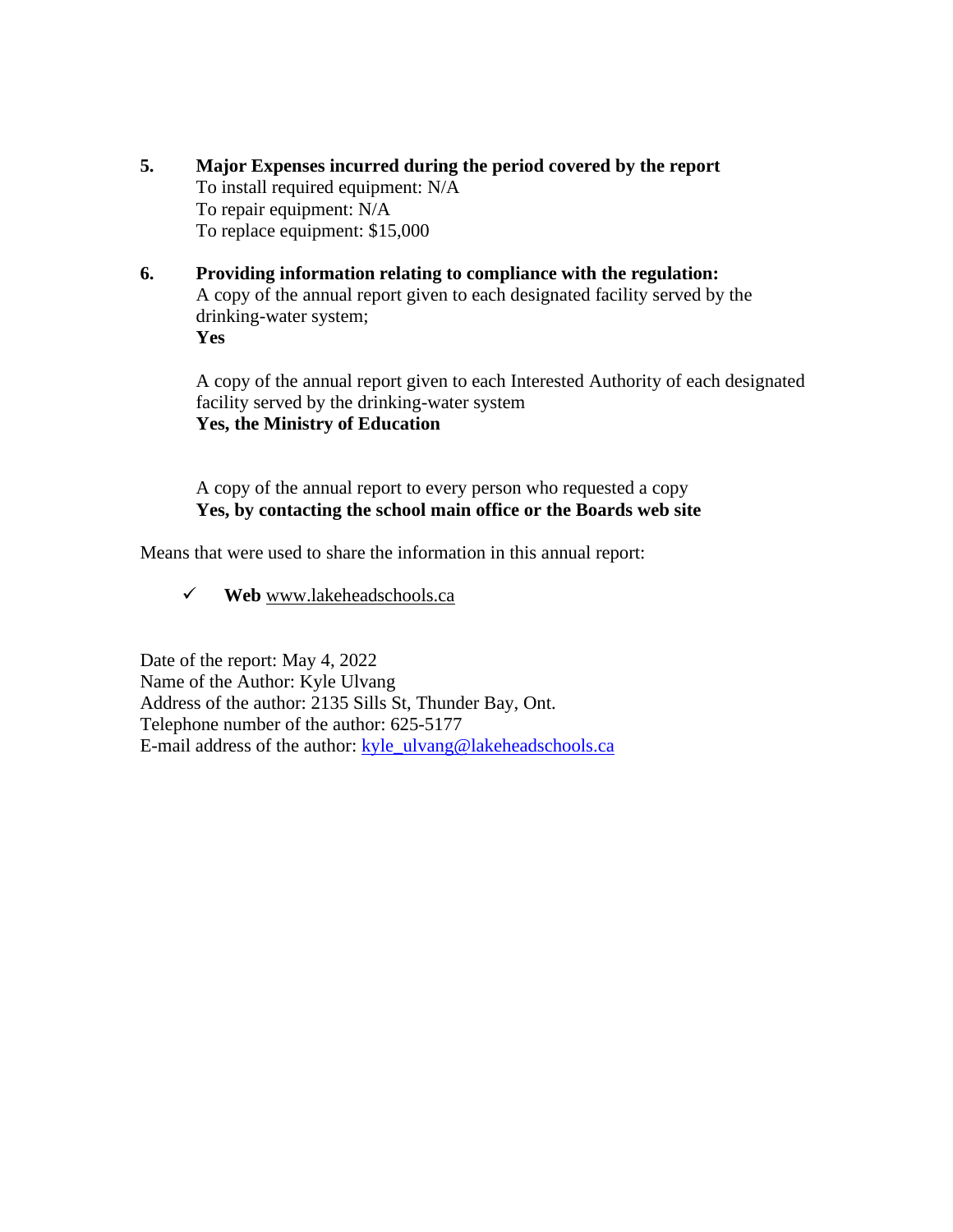**5. Major Expenses incurred during the period covered by the report**

To install required equipment: N/A
To repair equipment: N/A
To replace equipment: $15,000

**6. Providing information relating to compliance with the regulation:**

A copy of the annual report given to each designated facility served by the drinking-water system;
**Yes**

A copy of the annual report given to each Interested Authority of each designated facility served by the drinking-water system
**Yes, the Ministry of Education**

A copy of the annual report to every person who requested a copy
**Yes, by contacting the school main office or the Boards web site**

Means that were used to share the information in this annual report:

- ✓ **Web** www.lakeheadschools.ca

Date of the report: May 4, 2022
Name of the Author: Kyle Ulvang
Address of the author: 2135 Sills St, Thunder Bay, Ont.
Telephone number of the author: 625-5177
E-mail address of the author: kyle_ulvang@lakeheadschools.ca